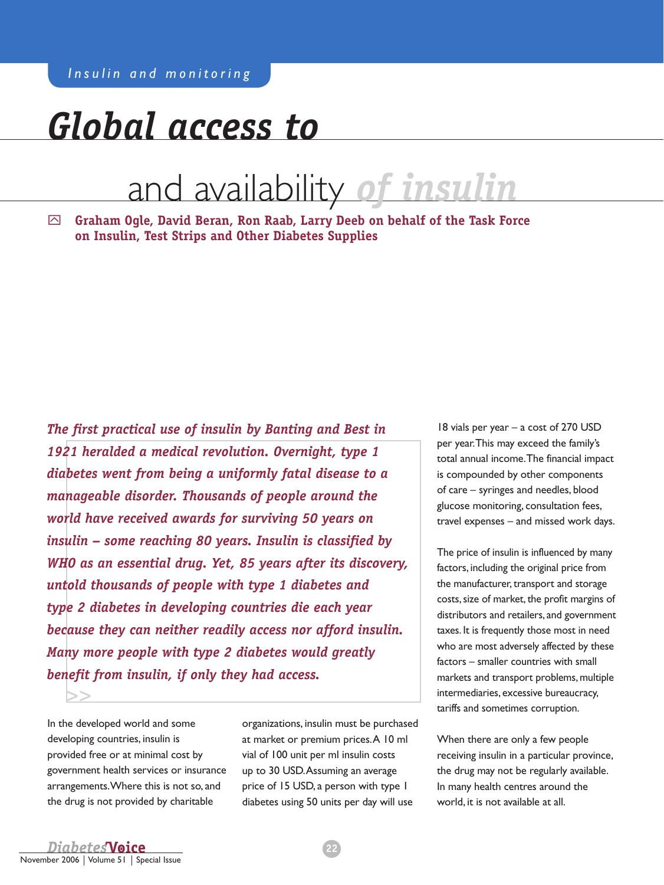Insulin and monitoring

# Global access to and availability of insulin

**Graham Ogle, David Beran, Ron Raab, Larry Deeb on behalf of the Task Force on Insulin, Test Strips and Other Diabetes Supplies**

***The first practical use of insulin by Banting and Best in 1921 heralded a medical revolution. Overnight, type 1 diabetes went from being a uniformly fatal disease to a manageable disorder. Thousands of people around the world have received awards for surviving 50 years on insulin – some reaching 80 years. Insulin is classified by WHO as an essential drug. Yet, 85 years after its discovery, untold thousands of people with type 1 diabetes and type 2 diabetes in developing countries die each year because they can neither readily access nor afford insulin. Many more people with type 2 diabetes would greatly benefit from insulin, if only they had access.***

In the developed world and some developing countries, insulin is provided free or at minimal cost by government health services or insurance arrangements. Where this is not so, and the drug is not provided by charitable organizations, insulin must be purchased at market or premium prices. A 10 ml vial of 100 unit per ml insulin costs up to 30 USD. Assuming an average price of 15 USD, a person with type 1 diabetes using 50 units per day will use 18 vials per year – a cost of 270 USD per year. This may exceed the family's total annual income. The financial impact is compounded by other components of care – syringes and needles, blood glucose monitoring, consultation fees, travel expenses – and missed work days.

The price of insulin is influenced by many factors, including the original price from the manufacturer, transport and storage costs, size of market, the profit margins of distributors and retailers, and government taxes. It is frequently those most in need who are most adversely affected by these factors – smaller countries with small markets and transport problems, multiple intermediaries, excessive bureaucracy, tariffs and sometimes corruption.

When there are only a few people receiving insulin in a particular province, the drug may not be regularly available. In many health centres around the world, it is not available at all.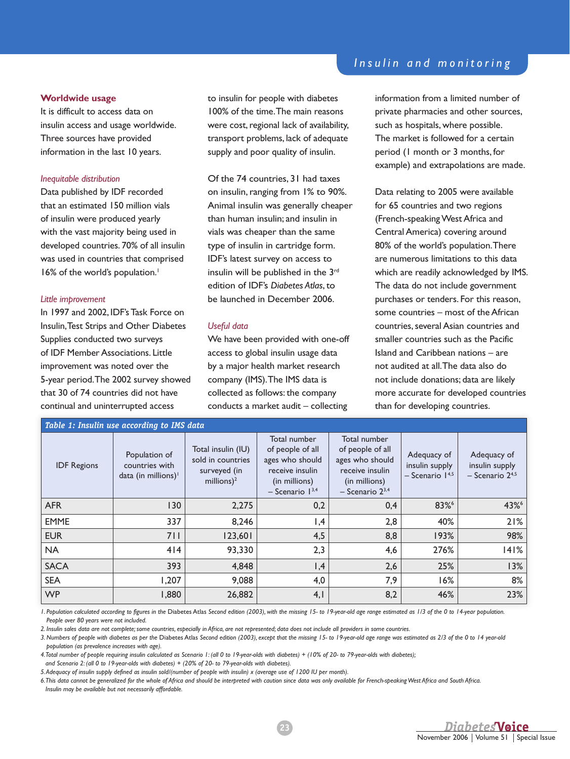## Worldwide usage

It is difficult to access data on insulin access and usage worldwide. Three sources have provided information in the last 10 years.

### *Inequitable distribution*

Data published by IDF recorded that an estimated 150 million vials of insulin were produced yearly with the vast majority being used in developed countries. 70% of all insulin was used in countries that comprised 16% of the world's population.[1]

### *Little improvement*

In 1997 and 2002, IDF's Task Force on Insulin, Test Strips and Other Diabetes Supplies conducted two surveys of IDF Member Associations. Little improvement was noted over the 5-year period. The 2002 survey showed that 30 of 74 countries did not have continual and uninterrupted access to insulin for people with diabetes 100% of the time. The main reasons were cost, regional lack of availability, transport problems, lack of adequate supply and poor quality of insulin.

Of the 74 countries, 31 had taxes on insulin, ranging from 1% to 90%. Animal insulin was generally cheaper than human insulin; and insulin in vials was cheaper than the same type of insulin in cartridge form. IDF's latest survey on access to insulin will be published in the 3rd edition of IDF's *Diabetes Atlas*, to be launched in December 2006.

### *Useful data*

We have been provided with one-off access to global insulin usage data by a major health market research company (IMS). The IMS data is collected as follows: the company conducts a market audit – collecting information from a limited number of private pharmacies and other sources, such as hospitals, where possible. The market is followed for a certain period (1 month or 3 months, for example) and extrapolations are made.

Data relating to 2005 were available for 65 countries and two regions (French-speaking West Africa and Central America) covering around 80% of the world's population. There are numerous limitations to this data which are readily acknowledged by IMS. The data do not include government purchases or tenders. For this reason, some countries – most of the African countries, several Asian countries and smaller countries such as the Pacific Island and Caribbean nations – are not audited at all. The data also do not include donations; data are likely more accurate for developed countries than for developing countries.

**Table 1: Insulin use according to IMS data**

| IDF Regions | Population of countries with data (in millions)[1] | Total insulin (IU) sold in countries surveyed (in millions)[2] | Total number of people of all ages who should receive insulin (in millions) – Scenario 1[3,4] | Total number of people of all ages who should receive insulin (in millions) – Scenario 2[3,4] | Adequacy of insulin supply – Scenario 1[4,5] | Adequacy of insulin supply – Scenario 2[4,5] |
|---|---|---|---|---|---|---|
| AFR | 130 | 2,275 | 0,2 | 0,4 | 83%[6] | 43%[6] |
| EMME | 337 | 8,246 | 1,4 | 2,8 | 40% | 21% |
| EUR | 711 | 123,601 | 4,5 | 8,8 | 193% | 98% |
| NA | 414 | 93,330 | 2,3 | 4,6 | 276% | 141% |
| SACA | 393 | 4,848 | 1,4 | 2,6 | 25% | 13% |
| SEA | 1,207 | 9,088 | 4,0 | 7,9 | 16% | 8% |
| WP | 1,880 | 26,882 | 4,1 | 8,2 | 46% | 23% |

*1. Population calculated according to figures in the Diabetes Atlas Second edition (2003), with the missing 15- to 19-year-old age range estimated as 1/3 of the 0 to 14-year population. People over 80 years were not included.*

*2. Insulin sales data are not complete; some countries, especially in Africa, are not represented; data does not include all providers in some countries.*

*3. Numbers of people with diabetes as per the Diabetes Atlas Second edition (2003), except that the missing 15- to 19-year-old age range was estimated as 2/3 of the 0 to 14 year-old population (as prevalence increases with age).*

*4. Total number of people requiring insulin calculated as Scenario 1: (all 0 to 19-year-olds with diabetes) + (10% of 20- to 79-year-olds with diabetes); and Scenario 2: (all 0 to 19-year-olds with diabetes) + (20% of 20- to 79-year-olds with diabetes).*

*5. Adequacy of insulin supply defined as insulin sold/(number of people with insulin) x (average use of 1200 IU per month).*

*6. This data cannot be generalized for the whole of Africa and should be interpreted with caution since data was only available for French-speaking West Africa and South Africa. Insulin may be available but not necessarily affordable.*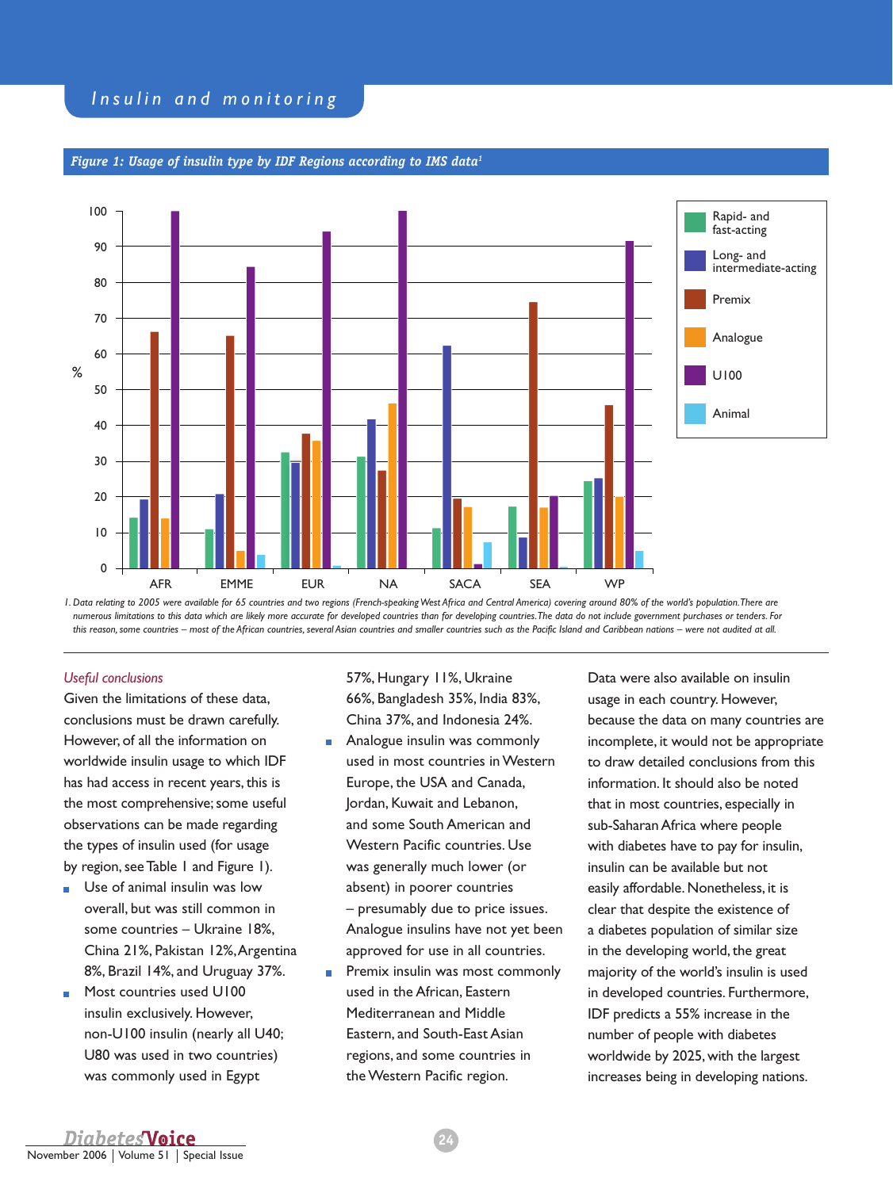*Figure 1: Usage of insulin type by IDF Regions according to IMS data*[1]

1. Data relating to 2005 were available for 65 countries and two regions (French-speaking West Africa and Central America) covering around 80% of the world's population. There are numerous limitations to this data which are likely more accurate for developed countries than for developing countries. The data do not include government purchases or tenders. For this reason, some countries – most of the African countries, several Asian countries and smaller countries such as the Pacific Island and Caribbean nations – were not audited at all.

### *Useful conclusions*

Given the limitations of these data, conclusions must be drawn carefully. However, of all the information on worldwide insulin usage to which IDF has had access in recent years, this is the most comprehensive; some useful observations can be made regarding the types of insulin used (for usage by region, see Table 1 and Figure 1).

- Use of animal insulin was low overall, but was still common in some countries – Ukraine 18%, China 21%, Pakistan 12%, Argentina 8%, Brazil 14%, and Uruguay 37%.
- Most countries used U100 insulin exclusively. However, non-U100 insulin (nearly all U40; U80 was used in two countries) was commonly used in Egypt 57%, Hungary 11%, Ukraine 66%, Bangladesh 35%, India 83%, China 37%, and Indonesia 24%.
- Analogue insulin was commonly used in most countries in Western Europe, the USA and Canada, Jordan, Kuwait and Lebanon, and some South American and Western Pacific countries. Use was generally much lower (or absent) in poorer countries – presumably due to price issues. Analogue insulins have not yet been approved for use in all countries.
- Premix insulin was most commonly used in the African, Eastern Mediterranean and Middle Eastern, and South-East Asian regions, and some countries in the Western Pacific region.

Data were also available on insulin usage in each country. However, because the data on many countries are incomplete, it would not be appropriate to draw detailed conclusions from this information. It should also be noted that in most countries, especially in sub-Saharan Africa where people with diabetes have to pay for insulin, insulin can be available but not easily affordable. Nonetheless, it is clear that despite the existence of a diabetes population of similar size in the developing world, the great majority of the world's insulin is used in developed countries. Furthermore, IDF predicts a 55% increase in the number of people with diabetes worldwide by 2025, with the largest increases being in developing nations.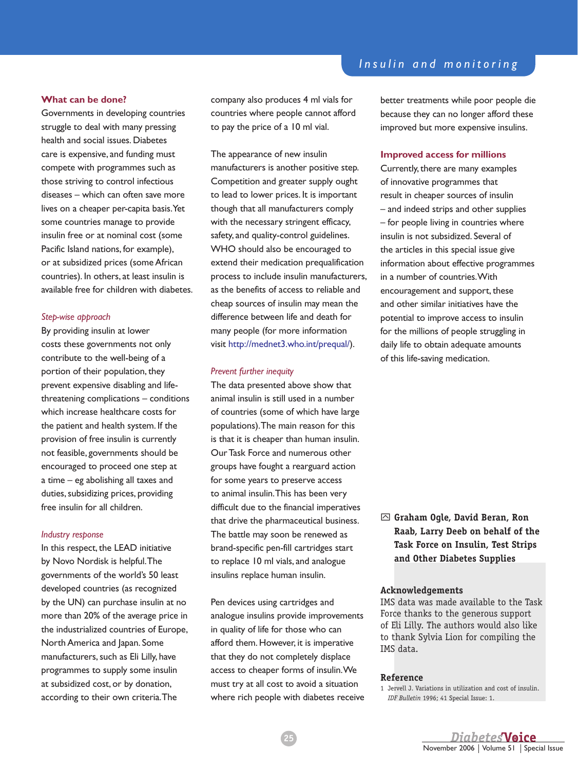### What can be done?

Governments in developing countries struggle to deal with many pressing health and social issues. Diabetes care is expensive, and funding must compete with programmes such as those striving to control infectious diseases – which can often save more lives on a cheaper per-capita basis. Yet some countries manage to provide insulin free or at nominal cost (some Pacific Island nations, for example), or at subsidized prices (some African countries). In others, at least insulin is available free for children with diabetes.

*Step-wise approach*

By providing insulin at lower costs these governments not only contribute to the well-being of a portion of their population, they prevent expensive disabling and life-threatening complications – conditions which increase healthcare costs for the patient and health system. If the provision of free insulin is currently not feasible, governments should be encouraged to proceed one step at a time – eg abolishing all taxes and duties, subsidizing prices, providing free insulin for all children.

*Industry response*

In this respect, the LEAD initiative by Novo Nordisk is helpful. The governments of the world's 50 least developed countries (as recognized by the UN) can purchase insulin at no more than 20% of the average price in the industrialized countries of Europe, North America and Japan. Some manufacturers, such as Eli Lilly, have programmes to supply some insulin at subsidized cost, or by donation, according to their own criteria. The company also produces 4 ml vials for countries where people cannot afford to pay the price of a 10 ml vial.

The appearance of new insulin manufacturers is another positive step. Competition and greater supply ought to lead to lower prices. It is important though that all manufacturers comply with the necessary stringent efficacy, safety, and quality-control guidelines. WHO should also be encouraged to extend their medication prequalification process to include insulin manufacturers, as the benefits of access to reliable and cheap sources of insulin may mean the difference between life and death for many people (for more information visit http://mednet3.who.int/prequal/).

*Prevent further inequity*

The data presented above show that animal insulin is still used in a number of countries (some of which have large populations). The main reason for this is that it is cheaper than human insulin. Our Task Force and numerous other groups have fought a rearguard action for some years to preserve access to animal insulin. This has been very difficult due to the financial imperatives that drive the pharmaceutical business. The battle may soon be renewed as brand-specific pen-fill cartridges start to replace 10 ml vials, and analogue insulins replace human insulin.

Pen devices using cartridges and analogue insulins provide improvements in quality of life for those who can afford them. However, it is imperative that they do not completely displace access to cheaper forms of insulin. We must try at all cost to avoid a situation where rich people with diabetes receive better treatments while poor people die because they can no longer afford these improved but more expensive insulins.

### Improved access for millions

Currently, there are many examples of innovative programmes that result in cheaper sources of insulin – and indeed strips and other supplies – for people living in countries where insulin is not subsidized. Several of the articles in this special issue give information about effective programmes in a number of countries. With encouragement and support, these and other similar initiatives have the potential to improve access to insulin for the millions of people struggling in daily life to obtain adequate amounts of this life-saving medication.

**Graham Ogle, David Beran, Ron Raab, Larry Deeb on behalf of the Task Force on Insulin, Test Strips and Other Diabetes Supplies**

**Acknowledgements**

IMS data was made available to the Task Force thanks to the generous support of Eli Lilly. The authors would also like to thank Sylvia Lion for compiling the IMS data.

**Reference**

1 Jervell J. Variations in utilization and cost of insulin. *IDF Bulletin* 1996; 41 Special Issue: 1.